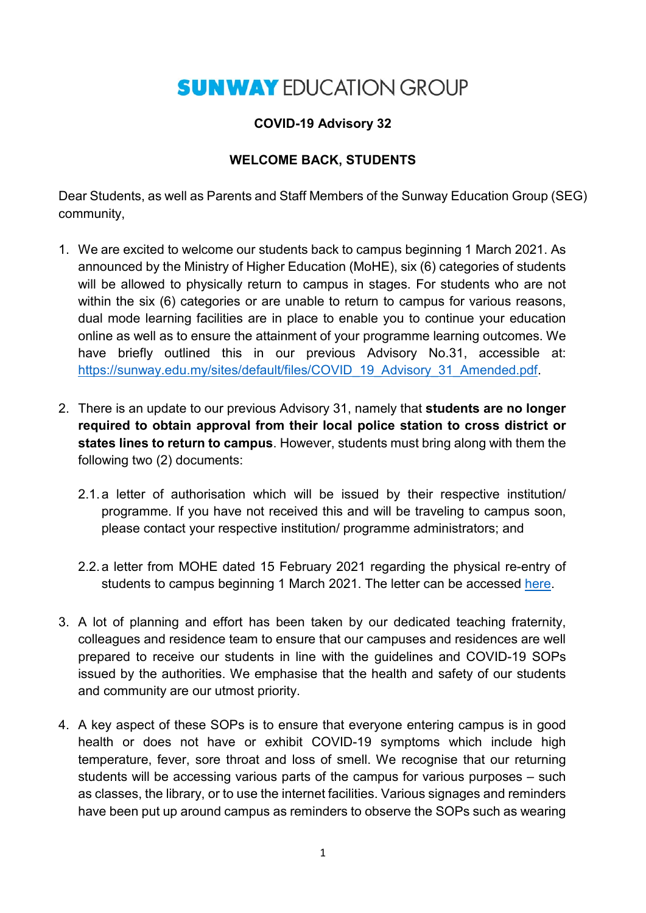# SUNWAY EDUCATION GROUP

**COVID-19 Advisory 32**

**WELCOME BACK, STUDENTS**

Dear Students, as well as Parents and Staff Members of the Sunway Education Group (SEG) community,

1. We are excited to welcome our students back to campus beginning 1 March 2021. As announced by the Ministry of Higher Education (MoHE), six (6) categories of students will be allowed to physically return to campus in stages. For students who are not within the six (6) categories or are unable to return to campus for various reasons, dual mode learning facilities are in place to enable you to continue your education online as well as to ensure the attainment of your programme learning outcomes. We have briefly outlined this in our previous Advisory No.31, accessible at: [https://sunway.edu.my/sites/default/files/COVID_19_Advisory_31_Amended.pdf](https://sunway.edu.my/sites/default/files/COVID_19_Advisory_31_Amended.pdf).

2. There is an update to our previous Advisory 31, namely that **students are no longer required to obtain approval from their local police station to cross district or states lines to return to campus**. However, students must bring along with them the following two (2) documents:

   2.1. a letter of authorisation which will be issued by their respective institution/ programme. If you have not received this and will be traveling to campus soon, please contact your respective institution/ programme administrators; and

   2.2. a letter from MOHE dated 15 February 2021 regarding the physical re-entry of students to campus beginning 1 March 2021. The letter can be accessed here.

3. A lot of planning and effort has been taken by our dedicated teaching fraternity, colleagues and residence team to ensure that our campuses and residences are well prepared to receive our students in line with the guidelines and COVID-19 SOPs issued by the authorities. We emphasise that the health and safety of our students and community are our utmost priority.

4. A key aspect of these SOPs is to ensure that everyone entering campus is in good health or does not have or exhibit COVID-19 symptoms which include high temperature, fever, sore throat and loss of smell. We recognise that our returning students will be accessing various parts of the campus for various purposes – such as classes, the library, or to use the internet facilities. Various signages and reminders have been put up around campus as reminders to observe the SOPs such as wearing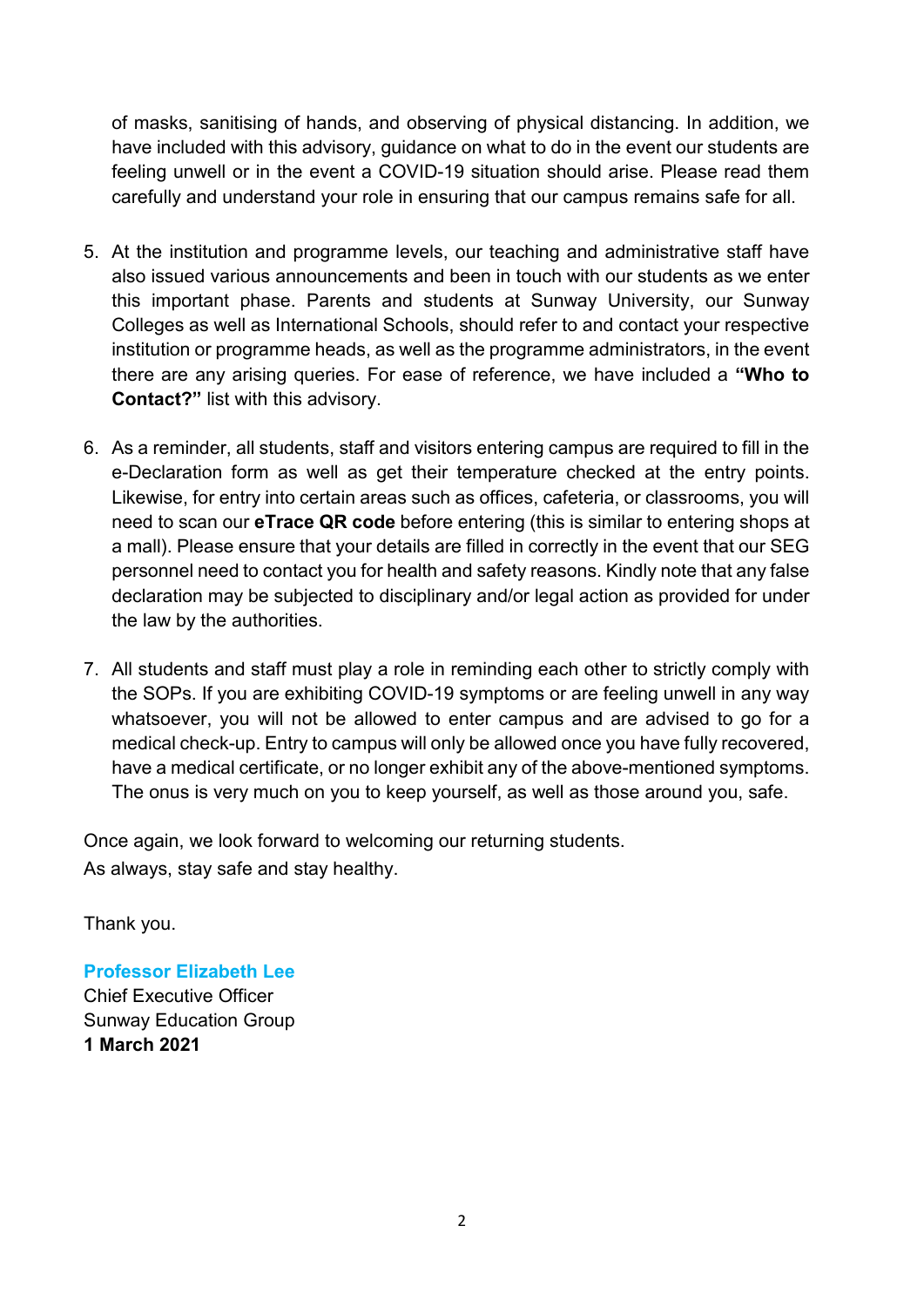of masks, sanitising of hands, and observing of physical distancing. In addition, we have included with this advisory, guidance on what to do in the event our students are feeling unwell or in the event a COVID-19 situation should arise. Please read them carefully and understand your role in ensuring that our campus remains safe for all.

5. At the institution and programme levels, our teaching and administrative staff have also issued various announcements and been in touch with our students as we enter this important phase. Parents and students at Sunway University, our Sunway Colleges as well as International Schools, should refer to and contact your respective institution or programme heads, as well as the programme administrators, in the event there are any arising queries. For ease of reference, we have included a **"Who to Contact?"** list with this advisory.

6. As a reminder, all students, staff and visitors entering campus are required to fill in the e-Declaration form as well as get their temperature checked at the entry points. Likewise, for entry into certain areas such as offices, cafeteria, or classrooms, you will need to scan our **eTrace QR code** before entering (this is similar to entering shops at a mall). Please ensure that your details are filled in correctly in the event that our SEG personnel need to contact you for health and safety reasons. Kindly note that any false declaration may be subjected to disciplinary and/or legal action as provided for under the law by the authorities.

7. All students and staff must play a role in reminding each other to strictly comply with the SOPs. If you are exhibiting COVID-19 symptoms or are feeling unwell in any way whatsoever, you will not be allowed to enter campus and are advised to go for a medical check-up. Entry to campus will only be allowed once you have fully recovered, have a medical certificate, or no longer exhibit any of the above-mentioned symptoms. The onus is very much on you to keep yourself, as well as those around you, safe.

Once again, we look forward to welcoming our returning students.
As always, stay safe and stay healthy.

Thank you.

**Professor Elizabeth Lee**
Chief Executive Officer
Sunway Education Group
**1 March 2021**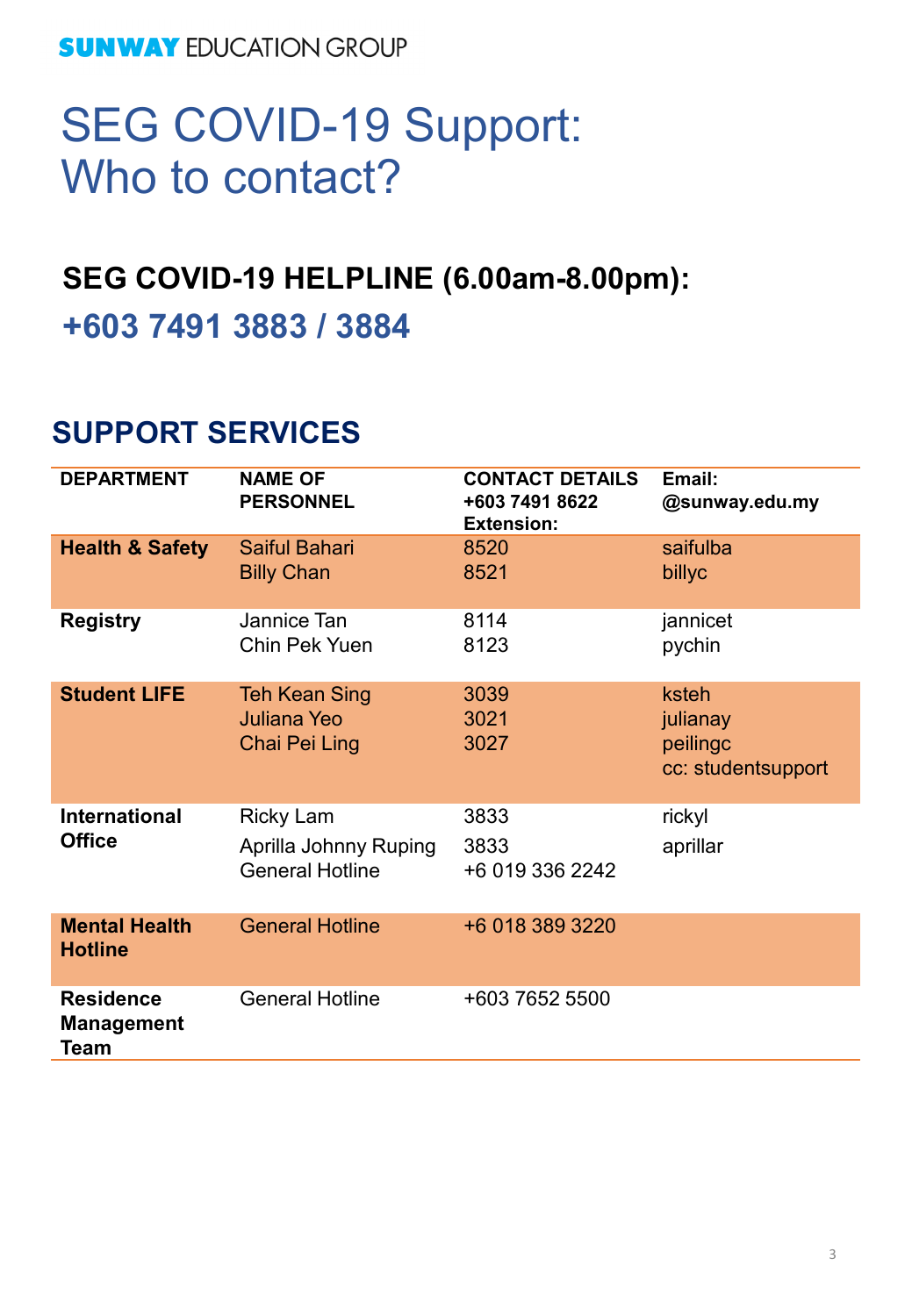SUNWAY EDUCATION GROUP

# SEG COVID-19 Support: Who to contact?

## SEG COVID-19 HELPLINE (6.00am-8.00pm):

## +603 7491 3883 / 3884

## SUPPORT SERVICES

| DEPARTMENT | NAME OF PERSONNEL | CONTACT DETAILS +603 7491 8622 Extension: | Email: @sunway.edu.my |
|---|---|---|---|
| **Health & Safety** | Saiful Bahari<br>Billy Chan | 8520<br>8521 | saifulba<br>billyc |
| **Registry** | Jannice Tan<br>Chin Pek Yuen | 8114<br>8123 | jannicet<br>pychin |
| **Student LIFE** | Teh Kean Sing<br>Juliana Yeo<br>Chai Pei Ling | 3039<br>3021<br>3027 | ksteh<br>julianay<br>peilingc<br>cc: studentsupport |
| **International Office** | Ricky Lam<br>Aprilla Johnny Ruping<br>General Hotline | 3833<br>3833<br>+6 019 336 2242 | rickyl<br>aprillar |
| **Mental Health Hotline** | General Hotline | +6 018 389 3220 | |
| **Residence Management Team** | General Hotline | +603 7652 5500 | |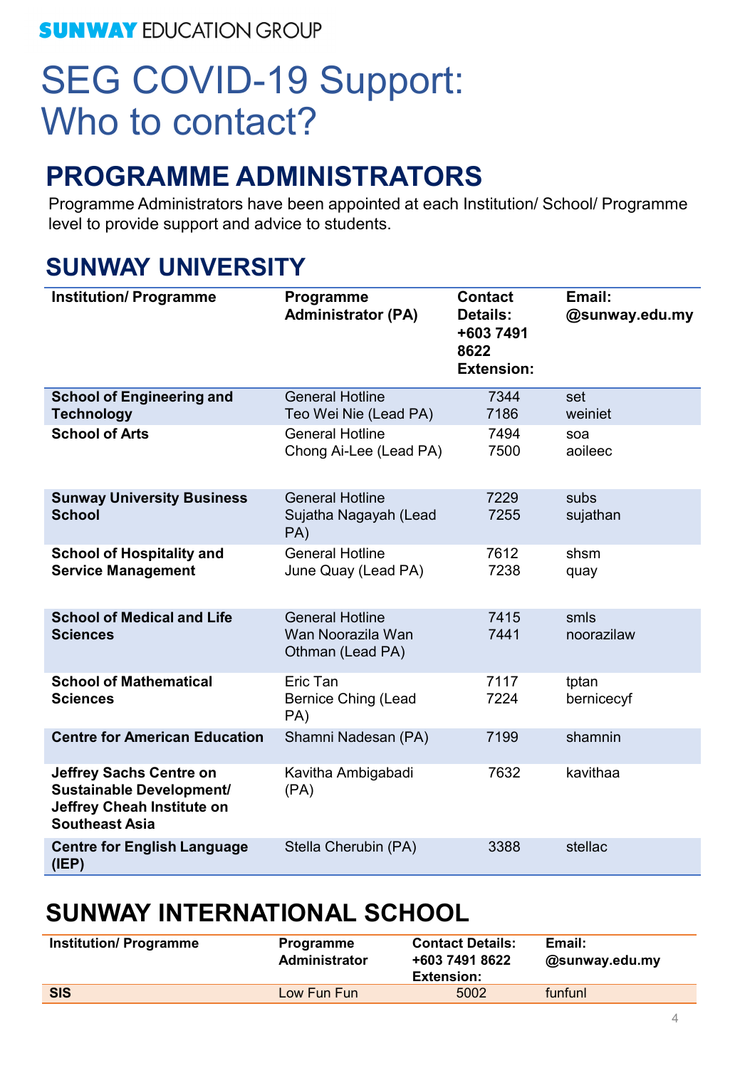SUNWAY EDUCATION GROUP

# SEG COVID-19 Support: Who to contact?

## PROGRAMME ADMINISTRATORS

Programme Administrators have been appointed at each Institution/ School/ Programme level to provide support and advice to students.

## SUNWAY UNIVERSITY

| Institution/ Programme | Programme Administrator (PA) | Contact Details: +603 7491 8622 Extension: | Email: @sunway.edu.my |
|---|---|---|---|
| **School of Engineering and Technology** | General Hotline<br>Teo Wei Nie (Lead PA) | 7344<br>7186 | set<br>weiniet |
| **School of Arts** | General Hotline<br>Chong Ai-Lee (Lead PA) | 7494<br>7500 | soa<br>aoileec |
| **Sunway University Business School** | General Hotline<br>Sujatha Nagayah (Lead PA) | 7229<br>7255 | subs<br>sujathan |
| **School of Hospitality and Service Management** | General Hotline<br>June Quay (Lead PA) | 7612<br>7238 | shsm<br>quay |
| **School of Medical and Life Sciences** | General Hotline<br>Wan Noorazila Wan Othman (Lead PA) | 7415<br>7441 | smls<br>noorazilaw |
| **School of Mathematical Sciences** | Eric Tan<br>Bernice Ching (Lead PA) | 7117<br>7224 | tptan<br>bernicecyf |
| **Centre for American Education** | Shamni Nadesan (PA) | 7199 | shamnin |
| **Jeffrey Sachs Centre on Sustainable Development/ Jeffrey Cheah Institute on Southeast Asia** | Kavitha Ambigabadi (PA) | 7632 | kavithaa |
| **Centre for English Language (IEP)** | Stella Cherubin (PA) | 3388 | stellac |

## SUNWAY INTERNATIONAL SCHOOL

| Institution/ Programme | Programme Administrator | Contact Details: +603 7491 8622 Extension: | Email: @sunway.edu.my |
|---|---|---|---|
| **SIS** | Low Fun Fun | 5002 | funfunl |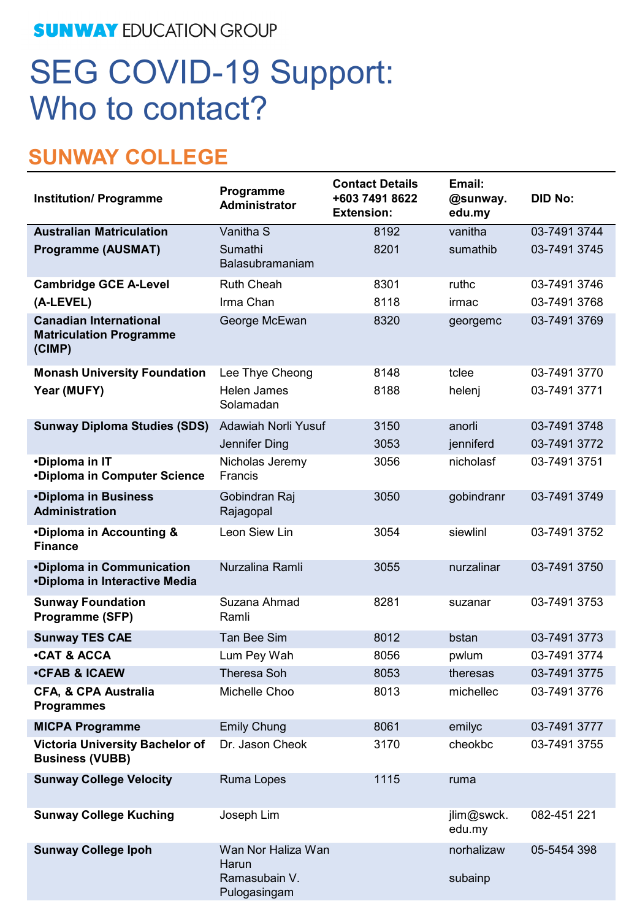SUNWAY EDUCATION GROUP

# SEG COVID-19 Support: Who to contact?

## SUNWAY COLLEGE

| Institution/ Programme | Programme Administrator | Contact Details +603 7491 8622 Extension: | Email: @sunway.edu.my | DID No: |
|---|---|---|---|---|
| **Australian Matriculation Programme (AUSMAT)** | Vanitha S | 8192 | vanitha | 03-7491 3744 |
| | Sumathi Balasubramaniam | 8201 | sumathib | 03-7491 3745 |
| **Cambridge GCE A-Level (A-LEVEL)** | Ruth Cheah | 8301 | ruthc | 03-7491 3746 |
| | Irma Chan | 8118 | irmac | 03-7491 3768 |
| **Canadian International Matriculation Programme (CIMP)** | George McEwan | 8320 | georgemc | 03-7491 3769 |
| **Monash University Foundation Year (MUFY)** | Lee Thye Cheong | 8148 | tclee | 03-7491 3770 |
| | Helen James Solamadan | 8188 | helenj | 03-7491 3771 |
| **Sunway Diploma Studies (SDS)** | Adawiah Norli Yusuf | 3150 | anorli | 03-7491 3748 |
| | Jennifer Ding | 3053 | jenniferd | 03-7491 3772 |
| **•Diploma in IT •Diploma in Computer Science** | Nicholas Jeremy Francis | 3056 | nicholasf | 03-7491 3751 |
| **•Diploma in Business Administration** | Gobindran Raj Rajagopal | 3050 | gobindranr | 03-7491 3749 |
| **•Diploma in Accounting & Finance** | Leon Siew Lin | 3054 | siewlinl | 03-7491 3752 |
| **•Diploma in Communication •Diploma in Interactive Media** | Nurzalina Ramli | 3055 | nurzalinar | 03-7491 3750 |
| **Sunway Foundation Programme (SFP)** | Suzana Ahmad Ramli | 8281 | suzanar | 03-7491 3753 |
| **Sunway TES CAE** | Tan Bee Sim | 8012 | bstan | 03-7491 3773 |
| **•CAT & ACCA** | Lum Pey Wah | 8056 | pwlum | 03-7491 3774 |
| **•CFAB & ICAEW** | Theresa Soh | 8053 | theresas | 03-7491 3775 |
| **CFA, & CPA Australia Programmes** | Michelle Choo | 8013 | michellec | 03-7491 3776 |
| **MICPA Programme** | Emily Chung | 8061 | emilyc | 03-7491 3777 |
| **Victoria University Bachelor of Business (VUBB)** | Dr. Jason Cheok | 3170 | cheokbc | 03-7491 3755 |
| **Sunway College Velocity** | Ruma Lopes | 1115 | ruma | |
| **Sunway College Kuching** | Joseph Lim | | jlim@swck.edu.my | 082-451 221 |
| **Sunway College Ipoh** | Wan Nor Haliza Wan Harun | | norhalizaw | 05-5454 398 |
| | Ramasubain V. Pulogasingam | | subainp | |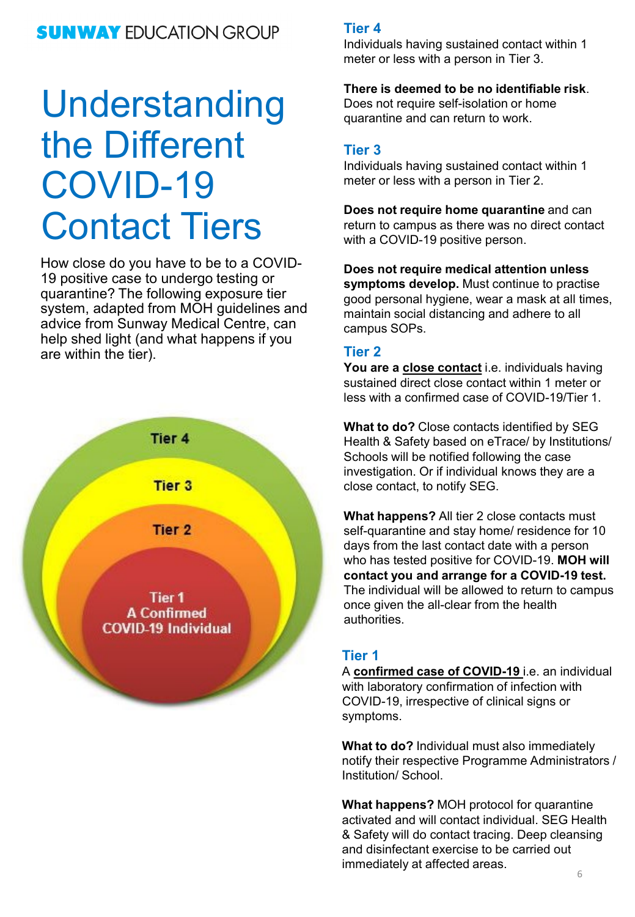**SUNWAY** EDUCATION GROUP

# Understanding the Different COVID-19 Contact Tiers

How close do you have to be to a COVID-19 positive case to undergo testing or quarantine? The following exposure tier system, adapted from MOH guidelines and advice from Sunway Medical Centre, can help shed light (and what happens if you are within the tier).

Tier 4

Tier 3

Tier 2

Tier 1
A Confirmed
COVID-19 Individual

## Tier 4

Individuals having sustained contact within 1 meter or less with a person in Tier 3.

**There is deemed to be no identifiable risk**. Does not require self-isolation or home quarantine and can return to work.

## Tier 3

Individuals having sustained contact within 1 meter or less with a person in Tier 2.

**Does not require home quarantine** and can return to campus as there was no direct contact with a COVID-19 positive person.

**Does not require medical attention unless symptoms develop.** Must continue to practise good personal hygiene, wear a mask at all times, maintain social distancing and adhere to all campus SOPs.

## Tier 2

**You are a close contact** i.e. individuals having sustained direct close contact within 1 meter or less with a confirmed case of COVID-19/Tier 1.

**What to do?** Close contacts identified by SEG Health & Safety based on eTrace/ by Institutions/ Schools will be notified following the case investigation. Or if individual knows they are a close contact, to notify SEG.

**What happens?** All tier 2 close contacts must self-quarantine and stay home/ residence for 10 days from the last contact date with a person who has tested positive for COVID-19. **MOH will contact you and arrange for a COVID-19 test.** The individual will be allowed to return to campus once given the all-clear from the health authorities.

## Tier 1

A **confirmed case of COVID-19** i.e. an individual with laboratory confirmation of infection with COVID-19, irrespective of clinical signs or symptoms.

**What to do?** Individual must also immediately notify their respective Programme Administrators / Institution/ School.

**What happens?** MOH protocol for quarantine activated and will contact individual. SEG Health & Safety will do contact tracing. Deep cleansing and disinfectant exercise to be carried out immediately at affected areas.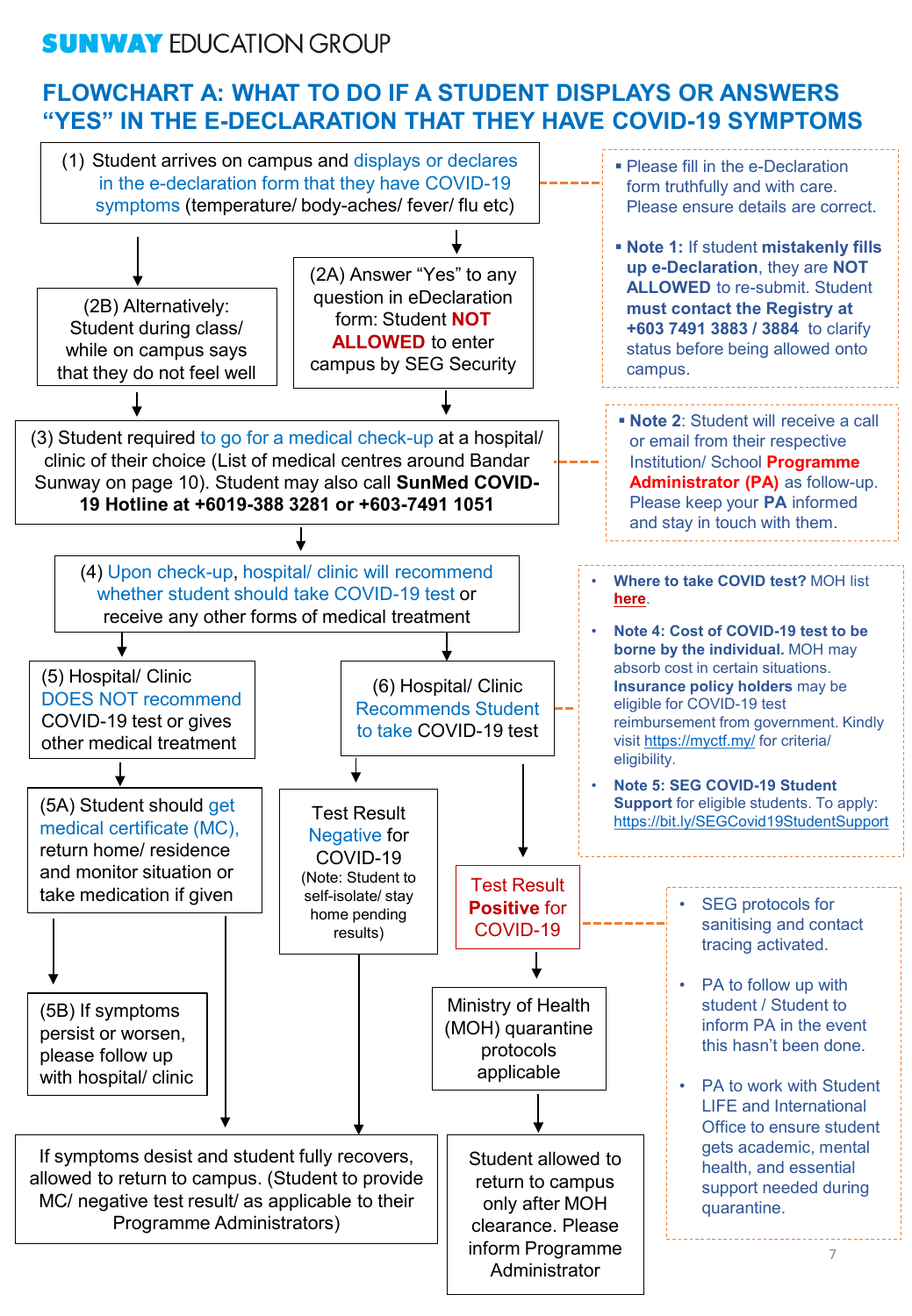# FLOWCHART A: WHAT TO DO IF A STUDENT DISPLAYS OR ANSWERS "YES" IN THE E-DECLARATION THAT THEY HAVE COVID-19 SYMPTOMS

(1) Student arrives on campus and displays or declares in the e-declaration form that they have COVID-19 symptoms (temperature/ body-aches/ fever/ flu etc)

- Please fill in the e-Declaration form truthfully and with care. Please ensure details are correct.
- **Note 1:** If student **mistakenly fills up e-Declaration**, they are **NOT ALLOWED** to re-submit. Student **must contact the Registry at +603 7491 3883 / 3884** to clarify status before being allowed onto campus.

(2A) Answer "Yes" to any question in eDeclaration form: Student **NOT ALLOWED** to enter campus by SEG Security

(2B) Alternatively: Student during class/ while on campus says that they do not feel well

(3) Student required to go for a medical check-up at a hospital/ clinic of their choice (List of medical centres around Bandar Sunway on page 10). Student may also call **SunMed COVID-19 Hotline at +6019-388 3281 or +603-7491 1051**

- **Note 2**: Student will receive a call or email from their respective Institution/ School **Programme Administrator (PA)** as follow-up. Please keep your **PA** informed and stay in touch with them.

(4) Upon check-up, hospital/ clinic will recommend whether student should take COVID-19 test or receive any other forms of medical treatment

(5) Hospital/ Clinic DOES NOT recommend COVID-19 test or gives other medical treatment

(5A) Student should get medical certificate (MC), return home/ residence and monitor situation or take medication if given

(5B) If symptoms persist or worsen, please follow up with hospital/ clinic

(6) Hospital/ Clinic Recommends Student to take COVID-19 test

- **Where to take COVID test?** MOH list **here**.
- **Note 4: Cost of COVID-19 test to be borne by the individual.** MOH may absorb cost in certain situations. **Insurance policy holders** may be eligible for COVID-19 test reimbursement from government. Kindly visit https://myctf.my/ for criteria/ eligibility.
- **Note 5: SEG COVID-19 Student Support** for eligible students. To apply: https://bit.ly/SEGCovid19StudentSupport

Test Result Negative for COVID-19 (Note: Student to self-isolate/ stay home pending results)

Test Result **Positive** for COVID-19

- SEG protocols for sanitising and contact tracing activated.
- PA to follow up with student / Student to inform PA in the event this hasn't been done.
- PA to work with Student LIFE and International Office to ensure student gets academic, mental health, and essential support needed during quarantine.

Ministry of Health (MOH) quarantine protocols applicable

If symptoms desist and student fully recovers, allowed to return to campus. (Student to provide MC/ negative test result/ as applicable to their Programme Administrators)

Student allowed to return to campus only after MOH clearance. Please inform Programme Administrator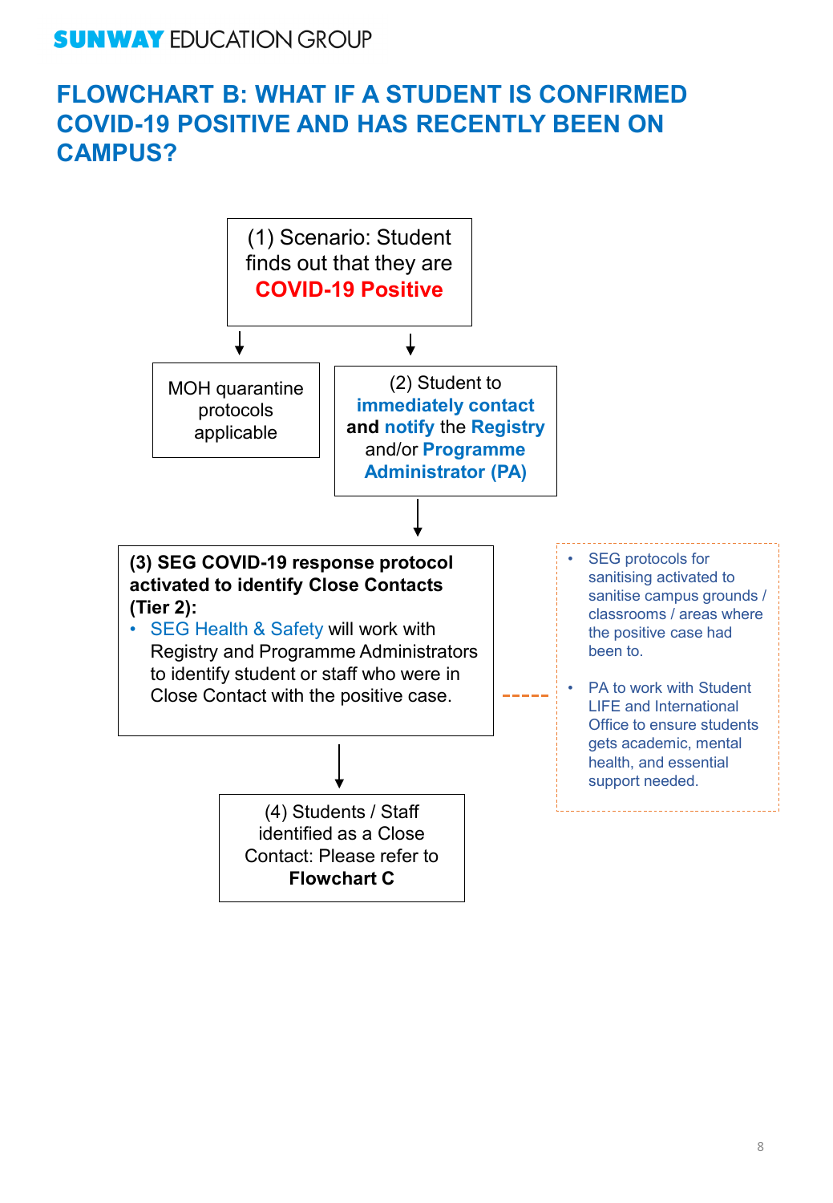# FLOWCHART B: WHAT IF A STUDENT IS CONFIRMED COVID-19 POSITIVE AND HAS RECENTLY BEEN ON CAMPUS?

(1) Scenario: Student finds out that they are **COVID-19 Positive**

MOH quarantine protocols applicable

(2) Student to **immediately contact and notify** the **Registry** and/or **Programme Administrator (PA)**

**(3) SEG COVID-19 response protocol activated to identify Close Contacts (Tier 2):**

- SEG Health & Safety will work with Registry and Programme Administrators to identify student or staff who were in Close Contact with the positive case.

- SEG protocols for sanitising activated to sanitise campus grounds / classrooms / areas where the positive case had been to.
- PA to work with Student LIFE and International Office to ensure students gets academic, mental health, and essential support needed.

(4) Students / Staff identified as a Close Contact: Please refer to **Flowchart C**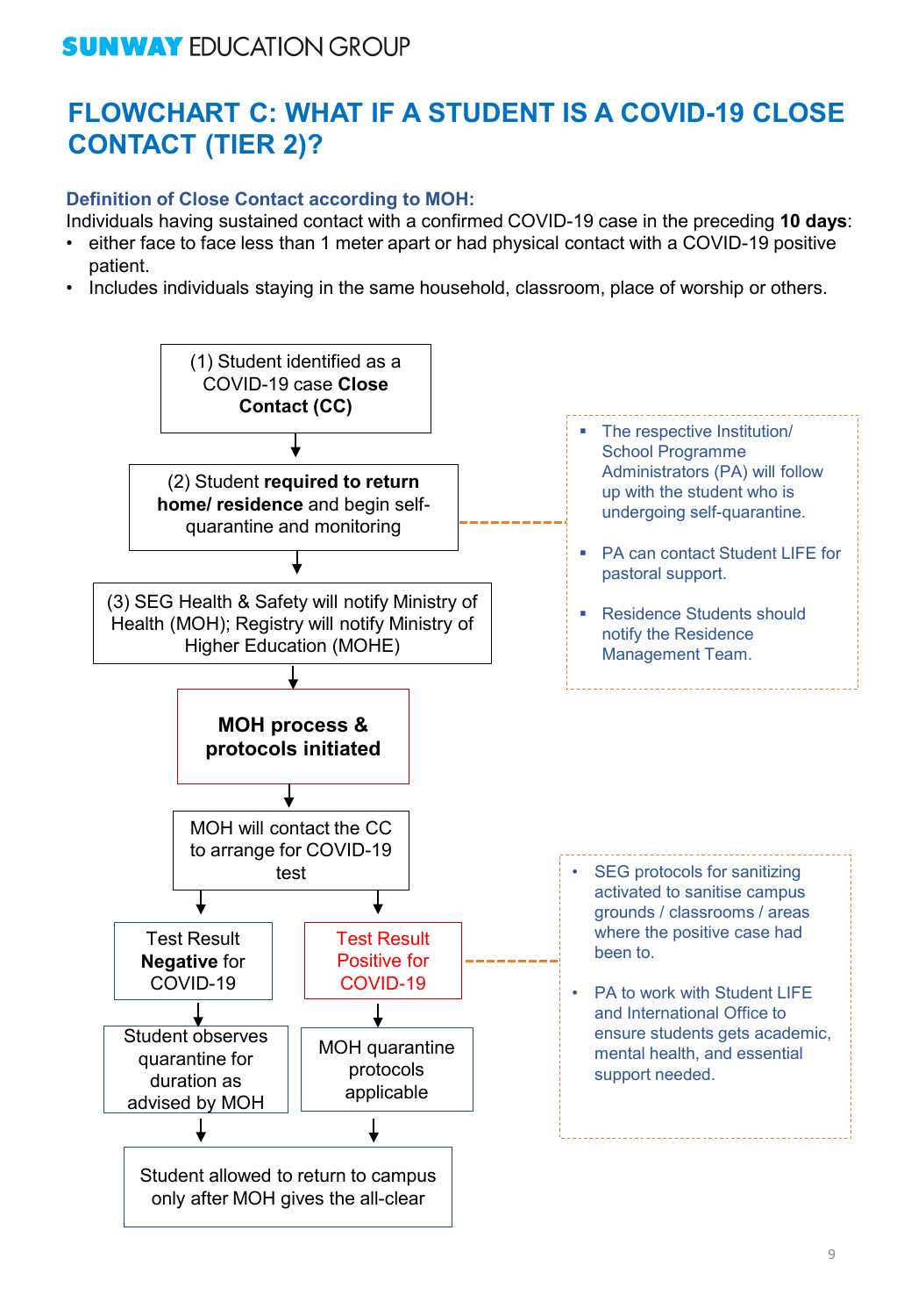# FLOWCHART C: WHAT IF A STUDENT IS A COVID-19 CLOSE CONTACT (TIER 2)?

**Definition of Close Contact according to MOH:**

Individuals having sustained contact with a confirmed COVID-19 case in the preceding **10 days**:

- either face to face less than 1 meter apart or had physical contact with a COVID-19 positive patient.
- Includes individuals staying in the same household, classroom, place of worship or others.

(1) Student identified as a COVID-19 case **Close Contact (CC)**

↓

(2) Student **required to return home/ residence** and begin self-quarantine and monitoring

- The respective Institution/ School Programme Administrators (PA) will follow up with the student who is undergoing self-quarantine.
- PA can contact Student LIFE for pastoral support.
- Residence Students should notify the Residence Management Team.

↓

(3) SEG Health & Safety will notify Ministry of Health (MOH); Registry will notify Ministry of Higher Education (MOHE)

↓

**MOH process & protocols initiated**

↓

MOH will contact the CC to arrange for COVID-19 test

↓

Test Result **Negative** for COVID-19

↓

Student observes quarantine for duration as advised by MOH

↓

Test Result Positive for COVID-19

- SEG protocols for sanitizing activated to sanitise campus grounds / classrooms / areas where the positive case had been to.
- PA to work with Student LIFE and International Office to ensure students gets academic, mental health, and essential support needed.

↓

MOH quarantine protocols applicable

↓

Student allowed to return to campus only after MOH gives the all-clear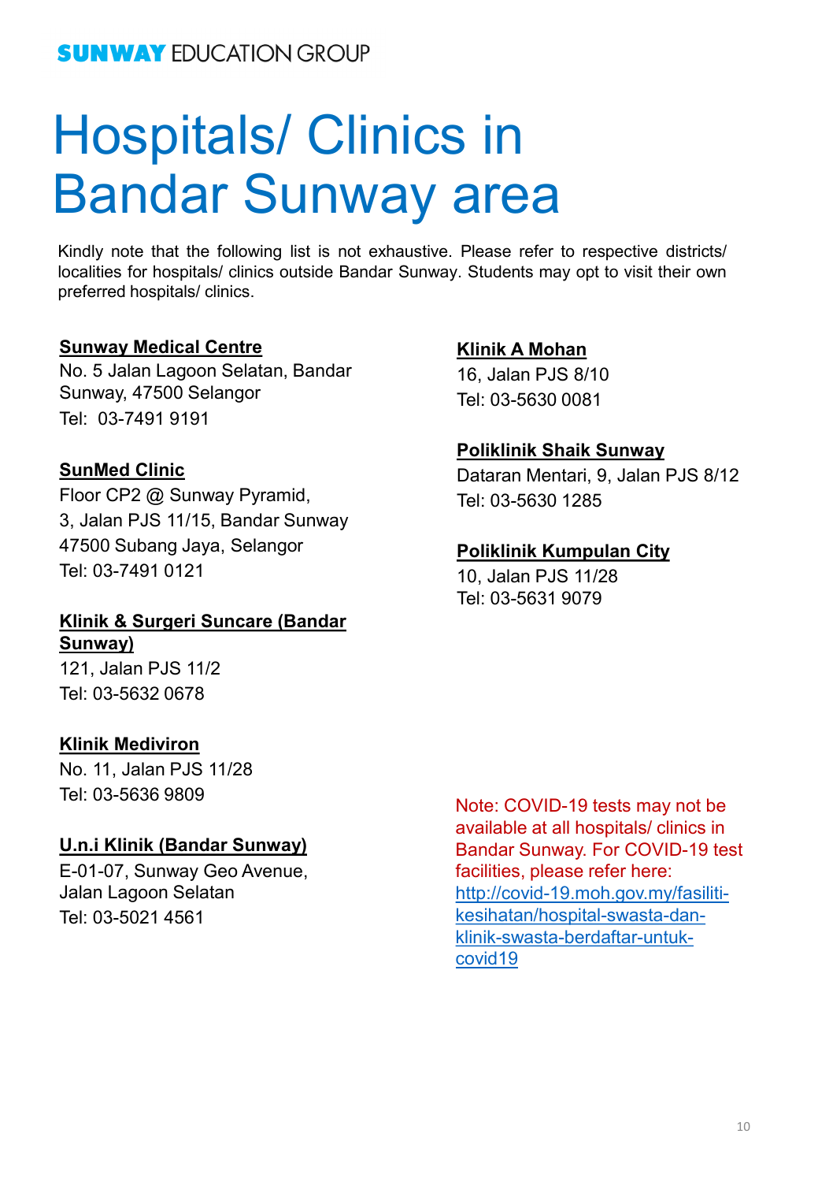# Hospitals/ Clinics in Bandar Sunway area

Kindly note that the following list is not exhaustive. Please refer to respective districts/ localities for hospitals/ clinics outside Bandar Sunway. Students may opt to visit their own preferred hospitals/ clinics.

**Sunway Medical Centre**
No. 5 Jalan Lagoon Selatan, Bandar Sunway, 47500 Selangor
Tel: 03-7491 9191

**SunMed Clinic**
Floor CP2 @ Sunway Pyramid,
3, Jalan PJS 11/15, Bandar Sunway
47500 Subang Jaya, Selangor
Tel: 03-7491 0121

**Klinik & Surgeri Suncare (Bandar Sunway)**
121, Jalan PJS 11/2
Tel: 03-5632 0678

**Klinik Mediviron**
No. 11, Jalan PJS 11/28
Tel: 03-5636 9809

**U.n.i Klinik (Bandar Sunway)**
E-01-07, Sunway Geo Avenue,
Jalan Lagoon Selatan
Tel: 03-5021 4561

**Klinik A Mohan**
16, Jalan PJS 8/10
Tel: 03-5630 0081

**Poliklinik Shaik Sunway**
Dataran Mentari, 9, Jalan PJS 8/12
Tel: 03-5630 1285

**Poliklinik Kumpulan City**
10, Jalan PJS 11/28
Tel: 03-5631 9079

Note: COVID-19 tests may not be available at all hospitals/ clinics in Bandar Sunway. For COVID-19 test facilities, please refer here: [http://covid-19.moh.gov.my/fasiliti-kesihatan/hospital-swasta-dan-klinik-swasta-berdaftar-untuk-covid19](http://covid-19.moh.gov.my/fasiliti-kesihatan/hospital-swasta-dan-klinik-swasta-berdaftar-untuk-covid19)